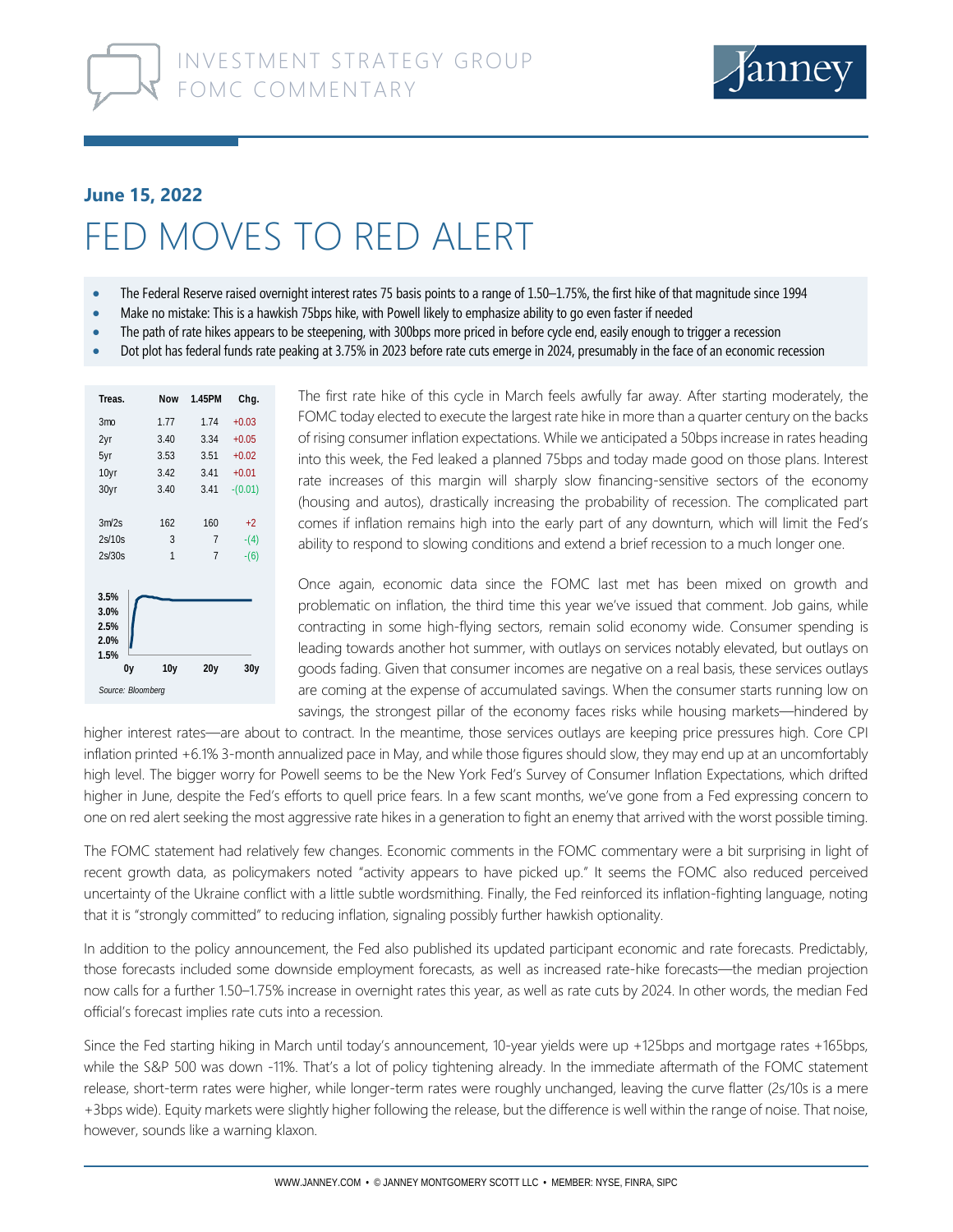INVESTMENT STRATEGY GROUP
FOMC COMMENTARY

**June 15, 2022**

# FED MOVES TO RED ALERT

- The Federal Reserve raised overnight interest rates 75 basis points to a range of 1.50–1.75%, the first hike of that magnitude since 1994
- Make no mistake: This is a hawkish 75bps hike, with Powell likely to emphasize ability to go even faster if needed
- The path of rate hikes appears to be steepening, with 300bps more priced in before cycle end, easily enough to trigger a recession
- Dot plot has federal funds rate peaking at 3.75% in 2023 before rate cuts emerge in 2024, presumably in the face of an economic recession

| Treas. | Now | 1.45PM | Chg. |
|---|---|---|---|
| 3mo | 1.77 | 1.74 | +0.03 |
| 2yr | 3.40 | 3.34 | +0.05 |
| 5yr | 3.53 | 3.51 | +0.02 |
| 10yr | 3.42 | 3.41 | +0.01 |
| 30yr | 3.40 | 3.41 | -(0.01) |
| 3m/2s | 162 | 160 | +2 |
| 2s/10s | 3 | 7 | -(4) |
| 2s/30s | 1 | 7 | -(6) |

3.5%
3.0%
2.5%
2.0%
1.5%
0y 10y 20y 30y

*Source: Bloomberg*

The first rate hike of this cycle in March feels awfully far away. After starting moderately, the FOMC today elected to execute the largest rate hike in more than a quarter century on the backs of rising consumer inflation expectations. While we anticipated a 50bps increase in rates heading into this week, the Fed leaked a planned 75bps and today made good on those plans. Interest rate increases of this margin will sharply slow financing-sensitive sectors of the economy (housing and autos), drastically increasing the probability of recession. The complicated part comes if inflation remains high into the early part of any downturn, which will limit the Fed's ability to respond to slowing conditions and extend a brief recession to a much longer one.

Once again, economic data since the FOMC last met has been mixed on growth and problematic on inflation, the third time this year we've issued that comment. Job gains, while contracting in some high-flying sectors, remain solid economy wide. Consumer spending is leading towards another hot summer, with outlays on services notably elevated, but outlays on goods fading. Given that consumer incomes are negative on a real basis, these services outlays are coming at the expense of accumulated savings. When the consumer starts running low on savings, the strongest pillar of the economy faces risks while housing markets—hindered by higher interest rates—are about to contract. In the meantime, those services outlays are keeping price pressures high. Core CPI inflation printed +6.1% 3-month annualized pace in May, and while those figures should slow, they may end up at an uncomfortably high level. The bigger worry for Powell seems to be the New York Fed's Survey of Consumer Inflation Expectations, which drifted higher in June, despite the Fed's efforts to quell price fears. In a few scant months, we've gone from a Fed expressing concern to one on red alert seeking the most aggressive rate hikes in a generation to fight an enemy that arrived with the worst possible timing.

The FOMC statement had relatively few changes. Economic comments in the FOMC commentary were a bit surprising in light of recent growth data, as policymakers noted "activity appears to have picked up." It seems the FOMC also reduced perceived uncertainty of the Ukraine conflict with a little subtle wordsmithing. Finally, the Fed reinforced its inflation-fighting language, noting that it is "strongly committed" to reducing inflation, signaling possibly further hawkish optionality.

In addition to the policy announcement, the Fed also published its updated participant economic and rate forecasts. Predictably, those forecasts included some downside employment forecasts, as well as increased rate-hike forecasts—the median projection now calls for a further 1.50–1.75% increase in overnight rates this year, as well as rate cuts by 2024. In other words, the median Fed official's forecast implies rate cuts into a recession.

Since the Fed starting hiking in March until today's announcement, 10-year yields were up +125bps and mortgage rates +165bps, while the S&P 500 was down -11%. That's a lot of policy tightening already. In the immediate aftermath of the FOMC statement release, short-term rates were higher, while longer-term rates were roughly unchanged, leaving the curve flatter (2s/10s is a mere +3bps wide). Equity markets were slightly higher following the release, but the difference is well within the range of noise. That noise, however, sounds like a warning klaxon.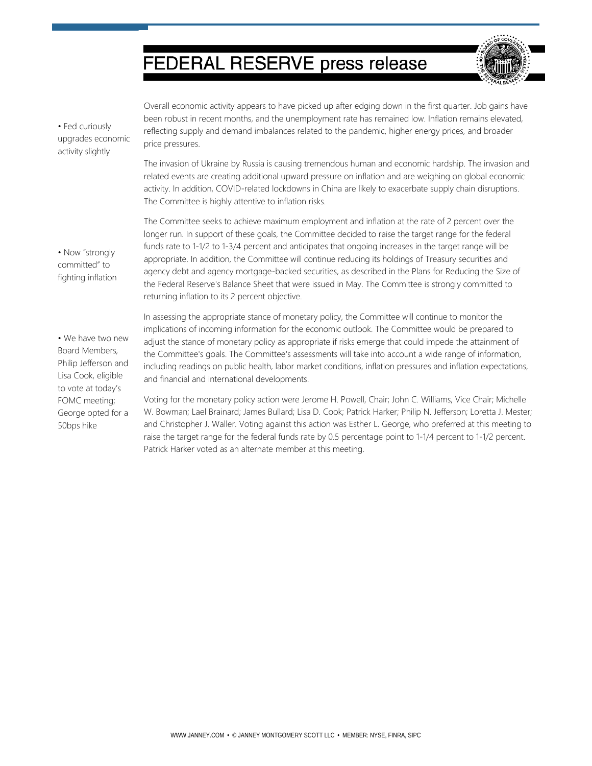# FEDERAL RESERVE press release

• Fed curiously upgrades economic activity slightly

Overall economic activity appears to have picked up after edging down in the first quarter. Job gains have been robust in recent months, and the unemployment rate has remained low. Inflation remains elevated, reflecting supply and demand imbalances related to the pandemic, higher energy prices, and broader price pressures.

The invasion of Ukraine by Russia is causing tremendous human and economic hardship. The invasion and related events are creating additional upward pressure on inflation and are weighing on global economic activity. In addition, COVID-related lockdowns in China are likely to exacerbate supply chain disruptions. The Committee is highly attentive to inflation risks.

• Now "strongly committed" to fighting inflation

The Committee seeks to achieve maximum employment and inflation at the rate of 2 percent over the longer run. In support of these goals, the Committee decided to raise the target range for the federal funds rate to 1-1/2 to 1-3/4 percent and anticipates that ongoing increases in the target range will be appropriate. In addition, the Committee will continue reducing its holdings of Treasury securities and agency debt and agency mortgage-backed securities, as described in the Plans for Reducing the Size of the Federal Reserve's Balance Sheet that were issued in May. The Committee is strongly committed to returning inflation to its 2 percent objective.

• We have two new Board Members, Philip Jefferson and Lisa Cook, eligible to vote at today's FOMC meeting; George opted for a 50bps hike

In assessing the appropriate stance of monetary policy, the Committee will continue to monitor the implications of incoming information for the economic outlook. The Committee would be prepared to adjust the stance of monetary policy as appropriate if risks emerge that could impede the attainment of the Committee's goals. The Committee's assessments will take into account a wide range of information, including readings on public health, labor market conditions, inflation pressures and inflation expectations, and financial and international developments.

Voting for the monetary policy action were Jerome H. Powell, Chair; John C. Williams, Vice Chair; Michelle W. Bowman; Lael Brainard; James Bullard; Lisa D. Cook; Patrick Harker; Philip N. Jefferson; Loretta J. Mester; and Christopher J. Waller. Voting against this action was Esther L. George, who preferred at this meeting to raise the target range for the federal funds rate by 0.5 percentage point to 1-1/4 percent to 1-1/2 percent. Patrick Harker voted as an alternate member at this meeting.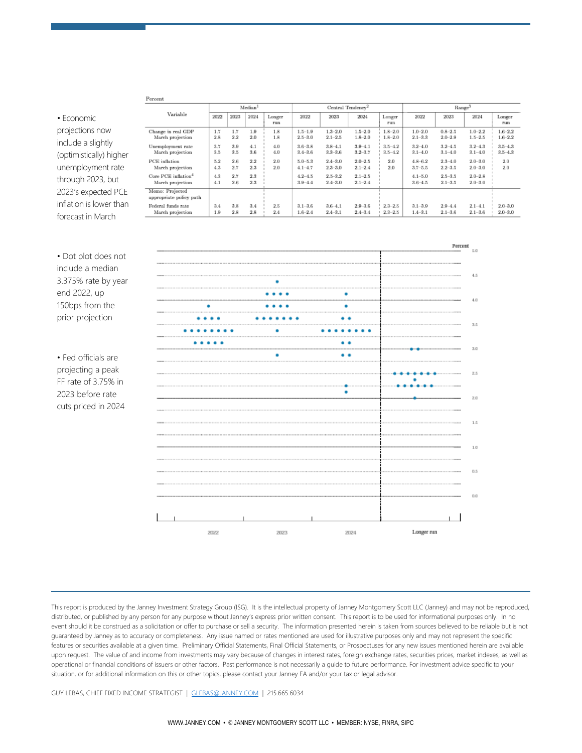• Economic projections now include a slightly (optimistically) higher unemployment rate through 2023, but 2023's expected PCE inflation is lower than forecast in March

Percent

| Variable | Median[1] | | | | Central Tendency[2] | | | | Range[3] | | | |
|---|---|---|---|---|---|---|---|---|---|---|---|---|
| | 2022 | 2023 | 2024 | Longer run | 2022 | 2023 | 2024 | Longer run | 2022 | 2023 | 2024 | Longer run |
| Change in real GDP | 1.7 | 1.7 | 1.9 | 1.8 | 1.5–1.9 | 1.3–2.0 | 1.5–2.0 | 1.8–2.0 | 1.0–2.0 | 0.8–2.5 | 1.0–2.2 | 1.6–2.2 |
| March projection | 2.8 | 2.2 | 2.0 | 1.8 | 2.5–3.0 | 2.1–2.5 | 1.8–2.0 | 1.8–2.0 | 2.1–3.3 | 2.0–2.9 | 1.5–2.5 | 1.6–2.2 |
| Unemployment rate | 3.7 | 3.9 | 4.1 | 4.0 | 3.6–3.8 | 3.8–4.1 | 3.9–4.1 | 3.5–4.2 | 3.2–4.0 | 3.2–4.5 | 3.2–4.3 | 3.5–4.3 |
| March projection | 3.5 | 3.5 | 3.6 | 4.0 | 3.4–3.6 | 3.3–3.6 | 3.2–3.7 | 3.5–4.2 | 3.1–4.0 | 3.1–4.0 | 3.1–4.0 | 3.5–4.3 |
| PCE inflation | 5.2 | 2.6 | 2.2 | 2.0 | 5.0–5.3 | 2.4–3.0 | 2.0–2.5 | 2.0 | 4.8–6.2 | 2.3–4.0 | 2.0–3.0 | 2.0 |
| March projection | 4.3 | 2.7 | 2.3 | 2.0 | 4.1–4.7 | 2.3–3.0 | 2.1–2.4 | 2.0 | 3.7–5.5 | 2.2–3.5 | 2.0–3.0 | 2.0 |
| Core PCE inflation[4] | 4.3 | 2.7 | 2.3 | | 4.2–4.5 | 2.5–3.2 | 2.1–2.5 | | 4.1–5.0 | 2.5–3.5 | 2.0–2.8 | |
| March projection | 4.1 | 2.6 | 2.3 | | 3.9–4.4 | 2.4–3.0 | 2.1–2.4 | | 3.6–4.5 | 2.1–3.5 | 2.0–3.0 | |
| Memo: Projected appropriate policy path | | | | | | | | | | | | |
| Federal funds rate | 3.4 | 3.8 | 3.4 | 2.5 | 3.1–3.6 | 3.6–4.1 | 2.9–3.6 | 2.3–2.5 | 3.1–3.9 | 2.9–4.4 | 2.1–4.1 | 2.0–3.0 |
| March projection | 1.9 | 2.8 | 2.8 | 2.4 | 1.6–2.4 | 2.4–3.1 | 2.4–3.4 | 2.3–2.5 | 1.4–3.1 | 2.1–3.6 | 2.1–3.6 | 2.0–3.0 |

• Dot plot does not include a median 3.375% rate by year end 2022, up 150bps from the prior projection

• Fed officials are projecting a peak FF rate of 3.75% in 2023 before rate cuts priced in 2024

Percent

5.0
4.5
4.0
3.5
3.0
2.5
2.0
1.5
1.0
0.5
0.0

2022
2023
2024
Longer run

This report is produced by the Janney Investment Strategy Group (ISG). It is the intellectual property of Janney Montgomery Scott LLC (Janney) and may not be reproduced, distributed, or published by any person for any purpose without Janney's express prior written consent. This report is to be used for informational purposes only. In no event should it be construed as a solicitation or offer to purchase or sell a security. The information presented herein is taken from sources believed to be reliable but is not guaranteed by Janney as to accuracy or completeness. Any issue named or rates mentioned are used for illustrative purposes only and may not represent the specific features or securities available at a given time. Preliminary Official Statements, Final Official Statements, or Prospectuses for any new issues mentioned herein are available upon request. The value of and income from investments may vary because of changes in interest rates, foreign exchange rates, securities prices, market indexes, as well as operational or financial conditions of issuers or other factors. Past performance is not necessarily a guide to future performance. For investment advice specific to your situation, or for additional information on this or other topics, please contact your Janney FA and/or your tax or legal advisor.

GUY LEBAS, CHIEF FIXED INCOME STRATEGIST | GLEBAS@JANNEY.COM | 215.665.6034

WWW.JANNEY.COM • © JANNEY MONTGOMERY SCOTT LLC • MEMBER: NYSE, FINRA, SIPC